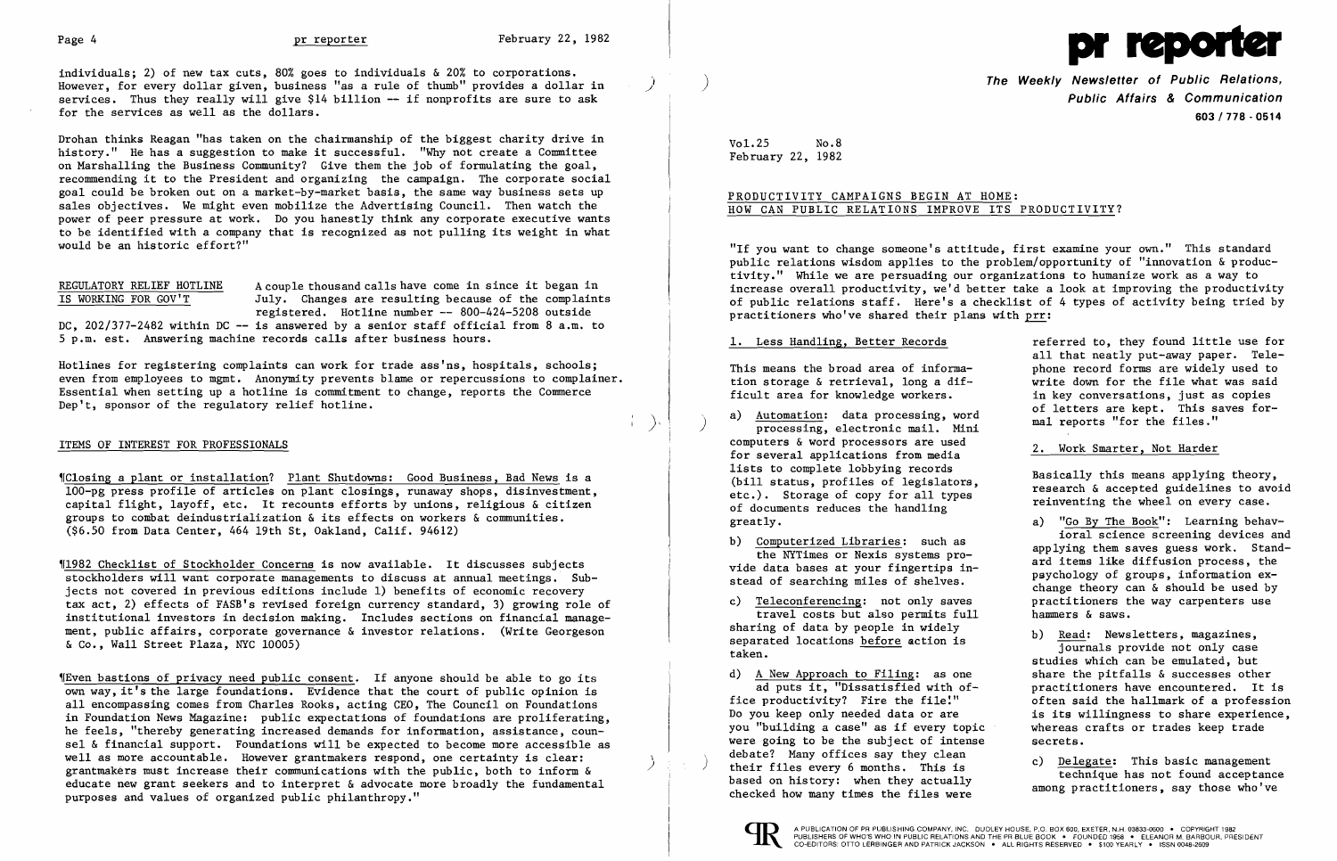individuals; 2) of new tax cuts, 80% goes to individuals & 20% to corporations. However, for every dollar given, business "as a rule of thumb" provides a dollar in services. Thus they really will give $14 billion -- if nonprofits are sure to ask for the services as well as the dollars.

Drohan thinks Reagan "has taken on the chairmanship of the biggest charity drive in history." He has a suggestion to make it successful. "Why not create a Committee on Marshalling the Business Community? Give them the job of formulating the goal, recommending it to the President and organizing the campaign. The corporate social goal could be broken out on a market-by-market basis, the same way business sets up sales objectives. We might even mobilize the Advertising Council. Then watch the power of peer pressure at work. Do you honestly think any corporate executive wants to be identified with a company that is recognized as not pulling its weight in what would be an historic effort?"

REGULATORY RELIEF HOTLINE IS WORKING FOR GOV'T — A couple thousand calls have come in since it began in July. Changes are resulting because of the complaints registered. Hotline number -- 800-424-5208 outside DC, 202/377-2482 within DC -- is answered by a senior staff official from 8 a.m. to 5 p.m. est. Answering machine records calls after business hours.

Hotlines for registering complaints can work for trade ass'ns, hospitals, schools; even from employees to mgmt. Anonymity prevents blame or repercussions to complainer. Essential when setting up a hotline is commitment to change, reports the Commerce Dep't, sponsor of the regulatory relief hotline.

## ITEMS OF INTEREST FOR PROFESSIONALS

¶Closing a plant or installation? Plant Shutdowns: Good Business, Bad News is a 100-pg press profile of articles on plant closings, runaway shops, disinvestment, capital flight, layoff, etc. It recounts efforts by unions, religious & citizen groups to combat deindustrialization & its effects on workers & communities. ($6.50 from Data Center, 464 19th St, Oakland, Calif. 94612)

¶1982 Checklist of Stockholder Concerns is now available. It discusses subjects stockholders will want corporate managements to discuss at annual meetings. Subjects not covered in previous editions include 1) benefits of economic recovery tax act, 2) effects of FASB's revised foreign currency standard, 3) growing role of institutional investors in decision making. Includes sections on financial management, public affairs, corporate governance & investor relations. (Write Georgeson & Co., Wall Street Plaza, NYC 10005)

¶Even bastions of privacy need public consent. If anyone should be able to go its own way, it's the large foundations. Evidence that the court of public opinion is all encompassing comes from Charles Rooks, acting CEO, The Council on Foundations in Foundation News Magazine: public expectations of foundations are proliferating, he feels, "thereby generating increased demands for information, assistance, counsel & financial support. Foundations will be expected to become more accessible as well as more accountable. However grantmakers respond, one certainty is clear: grantmakers must increase their communications with the public, both to inform & educate new grant seekers and to interpret & advocate more broadly the fundamental purposes and values of organized public philanthropy."

# pr reporter

**The Weekly Newsletter of Public Relations, Public Affairs & Communication**
603 / 778 - 0514

Vol.25 No.8
February 22, 1982

## PRODUCTIVITY CAMPAIGNS BEGIN AT HOME: HOW CAN PUBLIC RELATIONS IMPROVE ITS PRODUCTIVITY?

"If you want to change someone's attitude, first examine your own." This standard public relations wisdom applies to the problem/opportunity of "innovation & productivity." While we are persuading our organizations to humanize work as a way to increase overall productivity, we'd better take a look at improving the productivity of public relations staff. Here's a checklist of 4 types of activity being tried by practitioners who've shared their plans with prr:

### 1. Less Handling, Better Records

This means the broad area of information storage & retrieval, long a difficult area for knowledge workers.

a) Automation: data processing, word processing, electronic mail. Mini computers & word processors are used for several applications from media lists to complete lobbying records (bill status, profiles of legislators, etc.). Storage of copy for all types of documents reduces the handling greatly.

b) Computerized Libraries: such as the NYTimes or Nexis systems provide data bases at your fingertips instead of searching miles of shelves.

c) Teleconferencing: not only saves travel costs but also permits full sharing of data by people in widely separated locations before action is taken.

d) A New Approach to Filing: as one ad puts it, "Dissatisfied with office productivity? Fire the file!" Do you keep only needed data or are you "building a case" as if every topic were going to be the subject of intense debate? Many offices say they clean their files every 6 months. This is based on history: when they actually checked how many times the files were referred to, they found little use for all that neatly put-away paper. Telephone record forms are widely used to write down for the file what was said in key conversations, just as copies of letters are kept. This saves formal reports "for the files."

### 2. Work Smarter, Not Harder

Basically this means applying theory, research & accepted guidelines to avoid reinventing the wheel on every case.

a) "Go By The Book": Learning behavioral science screening devices and applying them saves guess work. Standard items like diffusion process, the psychology of groups, information exchange theory can & should be used by practitioners the way carpenters use hammers & saws.

b) Read: Newsletters, magazines, journals provide not only case studies which can be emulated, but share the pitfalls & successes other practitioners have encountered. It is often said the hallmark of a profession is its willingness to share experience, whereas crafts or trades keep trade secrets.

c) Delegate: This basic management technique has not found acceptance among practitioners, say those who've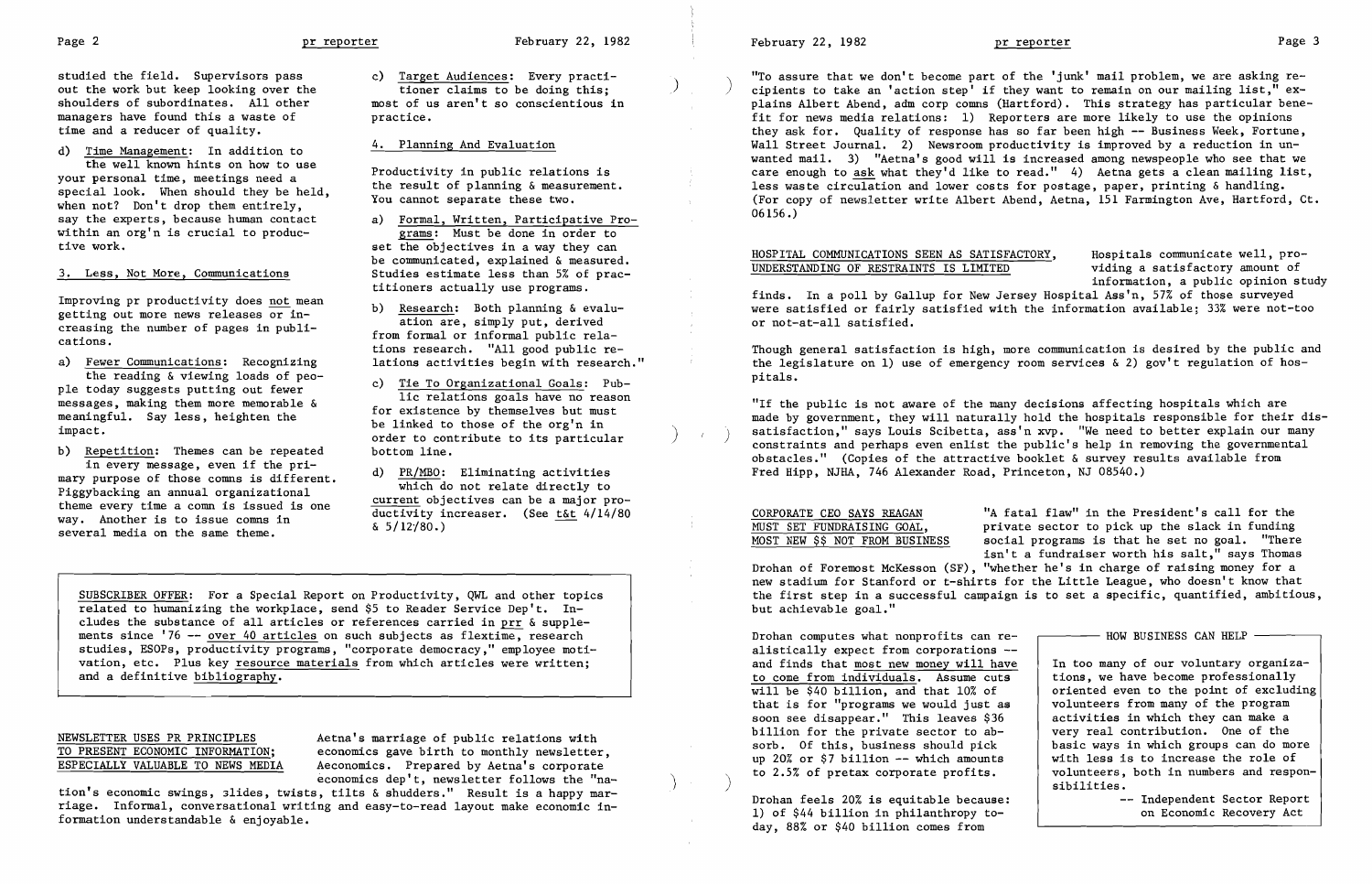studied the field. Supervisors pass out the work but keep looking over the shoulders of subordinates. All other managers have found this a waste of time and a reducer of quality.

d) Time Management: In addition to the well known hints on how to use your personal time, meetings need a special look. When should they be held, when not? Don't drop them entirely, say the experts, because human contact within an org'n is crucial to productive work.

### 3. Less, Not More, Communications

Improving pr productivity does not mean getting out more news releases or increasing the number of pages in publications.

a) Fewer Communications: Recognizing the reading & viewing loads of people today suggests putting out fewer messages, making them more memorable & meaningful. Say less, heighten the impact.

b) Repetition: Themes can be repeated in every message, even if the primary purpose of those comns is different. Piggybacking an annual organizational theme every time a comn is issued is one way. Another is to issue comns in several media on the same theme.

c) Target Audiences: Every practitioner claims to be doing this; most of us aren't so conscientious in practice.

### 4. Planning And Evaluation

Productivity in public relations is the result of planning & measurement. You cannot separate these two.

a) Formal, Written, Participative Programs: Must be done in order to set the objectives in a way they can be communicated, explained & measured. Studies estimate less than 5% of practitioners actually use programs.

b) Research: Both planning & evaluation are, simply put, derived from formal or informal public relations research. "All good public relations activities begin with research."

c) Tie To Organizational Goals: Public relations goals have no reason for existence by themselves but must be linked to those of the org'n in order to contribute to its particular bottom line.

d) PR/MBO: Eliminating activities which do not relate directly to current objectives can be a major productivity increaser. (See t&t 4/14/80 & 5/12/80.)

SUBSCRIBER OFFER: For a Special Report on Productivity, QWL and other topics related to humanizing the workplace, send $5 to Reader Service Dep't. Includes the substance of all articles or references carried in prr & supplements since '76 -- over 40 articles on such subjects as flextime, research studies, ESOPs, productivity programs, "corporate democracy," employee motivation, etc. Plus key resource materials from which articles were written; and a definitive bibliography.

## NEWSLETTER USES PR PRINCIPLES TO PRESENT ECONOMIC INFORMATION; ESPECIALLY VALUABLE TO NEWS MEDIA

Aetna's marriage of public relations with economics gave birth to monthly newsletter, Aeconomics. Prepared by Aetna's corporate economics dep't, newsletter follows the "nation's economic swings, slides, twists, tilts & shudders." Result is a happy marriage. Informal, conversational writing and easy-to-read layout make economic information understandable & enjoyable.

"To assure that we don't become part of the 'junk' mail problem, we are asking recipients to take an 'action step' if they want to remain on our mailing list," explains Albert Abend, adm corp comns (Hartford). This strategy has particular benefit for news media relations: 1) Reporters are more likely to use the opinions they ask for. Quality of response has so far been high -- Business Week, Fortune, Wall Street Journal. 2) Newsroom productivity is improved by a reduction in unwanted mail. 3) "Aetna's good will is increased among newspeople who see that we care enough to ask what they'd like to read." 4) Aetna gets a clean mailing list, less waste circulation and lower costs for postage, paper, printing & handling. (For copy of newsletter write Albert Abend, Aetna, 151 Farmington Ave, Hartford, Ct. 06156.)

## HOSPITAL COMMUNICATIONS SEEN AS SATISFACTORY, UNDERSTANDING OF RESTRAINTS IS LIMITED

Hospitals communicate well, providing a satisfactory amount of information, a public opinion study finds. In a poll by Gallup for New Jersey Hospital Ass'n, 57% of those surveyed were satisfied or fairly satisfied with the information available; 33% were not-too or not-at-all satisfied.

Though general satisfaction is high, more communication is desired by the public and the legislature on 1) use of emergency room services & 2) gov't regulation of hospitals.

"If the public is not aware of the many decisions affecting hospitals which are made by government, they will naturally hold the hospitals responsible for their dissatisfaction," says Louis Scibetta, ass'n xvp. "We need to better explain our many constraints and perhaps even enlist the public's help in removing the governmental obstacles." (Copies of the attractive booklet & survey results available from Fred Hipp, NJHA, 746 Alexander Road, Princeton, NJ 08540.)

## CORPORATE CEO SAYS REAGAN MUST SET FUNDRAISING GOAL, MOST NEW $$ NOT FROM BUSINESS

"A fatal flaw" in the President's call for the private sector to pick up the slack in funding social programs is that he set no goal. "There isn't a fundraiser worth his salt," says Thomas Drohan of Foremost McKesson (SF), "whether he's in charge of raising money for a new stadium for Stanford or t-shirts for the Little League, who doesn't know that the first step in a successful campaign is to set a specific, quantified, ambitious, but achievable goal."

Drohan computes what nonprofits can realistically expect from corporations -- and finds that most new money will have to come from individuals. Assume cuts will be $40 billion, and that 10% of that is for "programs we would just as soon see disappear." This leaves $36 billion for the private sector to absorb. Of this, business should pick up 20% or $7 billion -- which amounts to 2.5% of pretax corporate profits.

Drohan feels 20% is equitable because: 1) of $44 billion in philanthropy today, 88% or $40 billion comes from

**HOW BUSINESS CAN HELP**

In too many of our voluntary organizations, we have become professionally oriented even to the point of excluding volunteers from many of the program activities in which they can make a very real contribution. One of the basic ways in which groups can do more with less is to increase the role of volunteers, both in numbers and responsibilities.

-- Independent Sector Report on Economic Recovery Act